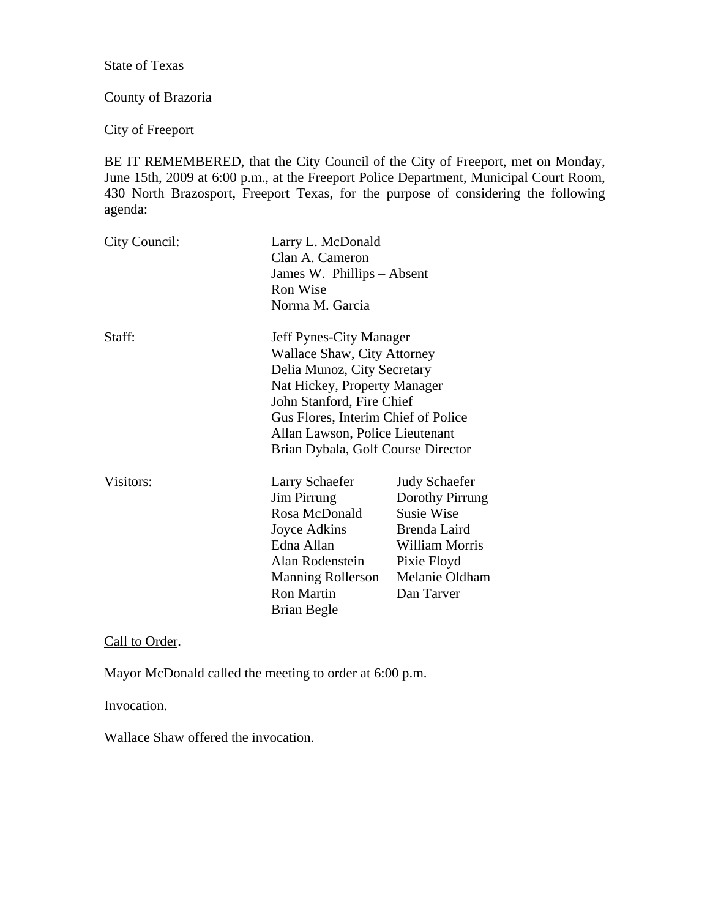State of Texas

County of Brazoria

City of Freeport

BE IT REMEMBERED, that the City Council of the City of Freeport, met on Monday, June 15th, 2009 at 6:00 p.m., at the Freeport Police Department, Municipal Court Room, 430 North Brazosport, Freeport Texas, for the purpose of considering the following agenda:

| | | |
|---|---|---|
| City Council: | Larry L. McDonald | |
| | Clan A. Cameron | |
| | James W. Phillips – Absent | |
| | Ron Wise | |
| | Norma M. Garcia | |
| Staff: | Jeff Pynes-City Manager | |
| | Wallace Shaw, City Attorney | |
| | Delia Munoz, City Secretary | |
| | Nat Hickey, Property Manager | |
| | John Stanford, Fire Chief | |
| | Gus Flores, Interim Chief of Police | |
| | Allan Lawson, Police Lieutenant | |
| | Brian Dybala, Golf Course Director | |
| Visitors: | Larry Schaefer | Judy Schaefer |
| | Jim Pirrung | Dorothy Pirrung |
| | Rosa McDonald | Susie Wise |
| | Joyce Adkins | Brenda Laird |
| | Edna Allan | William Morris |
| | Alan Rodenstein | Pixie Floyd |
| | Manning Rollerson | Melanie Oldham |
| | Ron Martin | Dan Tarver |
| | Brian Begle | |

Call to Order.

Mayor McDonald called the meeting to order at 6:00 p.m.

Invocation.

Wallace Shaw offered the invocation.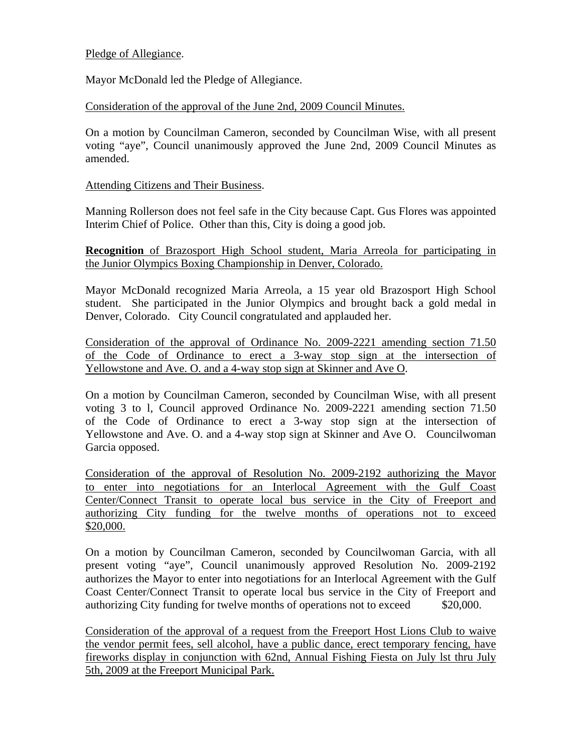Pledge of Allegiance.

Mayor McDonald led the Pledge of Allegiance.

Consideration of the approval of the June 2nd, 2009 Council Minutes.

On a motion by Councilman Cameron, seconded by Councilman Wise, with all present voting "aye", Council unanimously approved the June 2nd, 2009 Council Minutes as amended.

Attending Citizens and Their Business.

Manning Rollerson does not feel safe in the City because Capt. Gus Flores was appointed Interim Chief of Police. Other than this, City is doing a good job.

**Recognition** of Brazosport High School student, Maria Arreola for participating in the Junior Olympics Boxing Championship in Denver, Colorado.

Mayor McDonald recognized Maria Arreola, a 15 year old Brazosport High School student. She participated in the Junior Olympics and brought back a gold medal in Denver, Colorado. City Council congratulated and applauded her.

Consideration of the approval of Ordinance No. 2009-2221 amending section 71.50 of the Code of Ordinance to erect a 3-way stop sign at the intersection of Yellowstone and Ave. O. and a 4-way stop sign at Skinner and Ave O.

On a motion by Councilman Cameron, seconded by Councilman Wise, with all present voting 3 to l, Council approved Ordinance No. 2009-2221 amending section 71.50 of the Code of Ordinance to erect a 3-way stop sign at the intersection of Yellowstone and Ave. O. and a 4-way stop sign at Skinner and Ave O. Councilwoman Garcia opposed.

Consideration of the approval of Resolution No. 2009-2192 authorizing the Mayor to enter into negotiations for an Interlocal Agreement with the Gulf Coast Center/Connect Transit to operate local bus service in the City of Freeport and authorizing City funding for the twelve months of operations not to exceed $20,000.

On a motion by Councilman Cameron, seconded by Councilwoman Garcia, with all present voting "aye", Council unanimously approved Resolution No. 2009-2192 authorizes the Mayor to enter into negotiations for an Interlocal Agreement with the Gulf Coast Center/Connect Transit to operate local bus service in the City of Freeport and authorizing City funding for twelve months of operations not to exceed $20,000.

Consideration of the approval of a request from the Freeport Host Lions Club to waive the vendor permit fees, sell alcohol, have a public dance, erect temporary fencing, have fireworks display in conjunction with 62nd, Annual Fishing Fiesta on July lst thru July 5th, 2009 at the Freeport Municipal Park.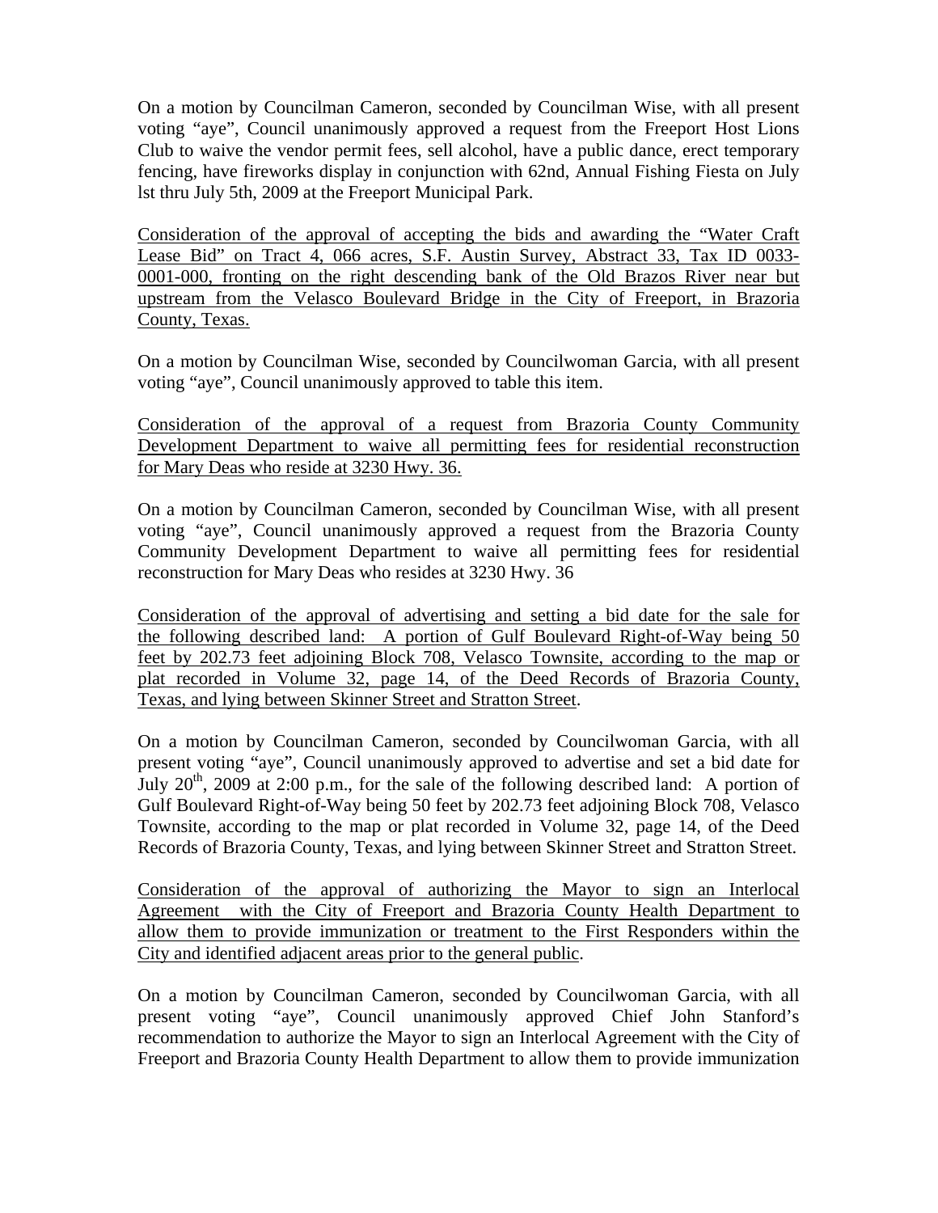On a motion by Councilman Cameron, seconded by Councilman Wise, with all present voting "aye", Council unanimously approved a request from the Freeport Host Lions Club to waive the vendor permit fees, sell alcohol, have a public dance, erect temporary fencing, have fireworks display in conjunction with 62nd, Annual Fishing Fiesta on July lst thru July 5th, 2009 at the Freeport Municipal Park.

<u>Consideration of the approval of accepting the bids and awarding the "Water Craft Lease Bid" on Tract 4, 066 acres, S.F. Austin Survey, Abstract 33, Tax ID 0033-0001-000, fronting on the right descending bank of the Old Brazos River near but upstream from the Velasco Boulevard Bridge in the City of Freeport, in Brazoria County, Texas.</u>

On a motion by Councilman Wise, seconded by Councilwoman Garcia, with all present voting "aye", Council unanimously approved to table this item.

<u>Consideration of the approval of a request from Brazoria County Community Development Department to waive all permitting fees for residential reconstruction for Mary Deas who reside at 3230 Hwy. 36.</u>

On a motion by Councilman Cameron, seconded by Councilman Wise, with all present voting "aye", Council unanimously approved a request from the Brazoria County Community Development Department to waive all permitting fees for residential reconstruction for Mary Deas who resides at 3230 Hwy. 36

<u>Consideration of the approval of advertising and setting a bid date for the sale for the following described land: A portion of Gulf Boulevard Right-of-Way being 50 feet by 202.73 feet adjoining Block 708, Velasco Townsite, according to the map or plat recorded in Volume 32, page 14, of the Deed Records of Brazoria County, Texas, and lying between Skinner Street and Stratton Street</u>.

On a motion by Councilman Cameron, seconded by Councilwoman Garcia, with all present voting "aye", Council unanimously approved to advertise and set a bid date for July 20th, 2009 at 2:00 p.m., for the sale of the following described land: A portion of Gulf Boulevard Right-of-Way being 50 feet by 202.73 feet adjoining Block 708, Velasco Townsite, according to the map or plat recorded in Volume 32, page 14, of the Deed Records of Brazoria County, Texas, and lying between Skinner Street and Stratton Street.

<u>Consideration of the approval of authorizing the Mayor to sign an Interlocal Agreement with the City of Freeport and Brazoria County Health Department to allow them to provide immunization or treatment to the First Responders within the City and identified adjacent areas prior to the general public</u>.

On a motion by Councilman Cameron, seconded by Councilwoman Garcia, with all present voting "aye", Council unanimously approved Chief John Stanford's recommendation to authorize the Mayor to sign an Interlocal Agreement with the City of Freeport and Brazoria County Health Department to allow them to provide immunization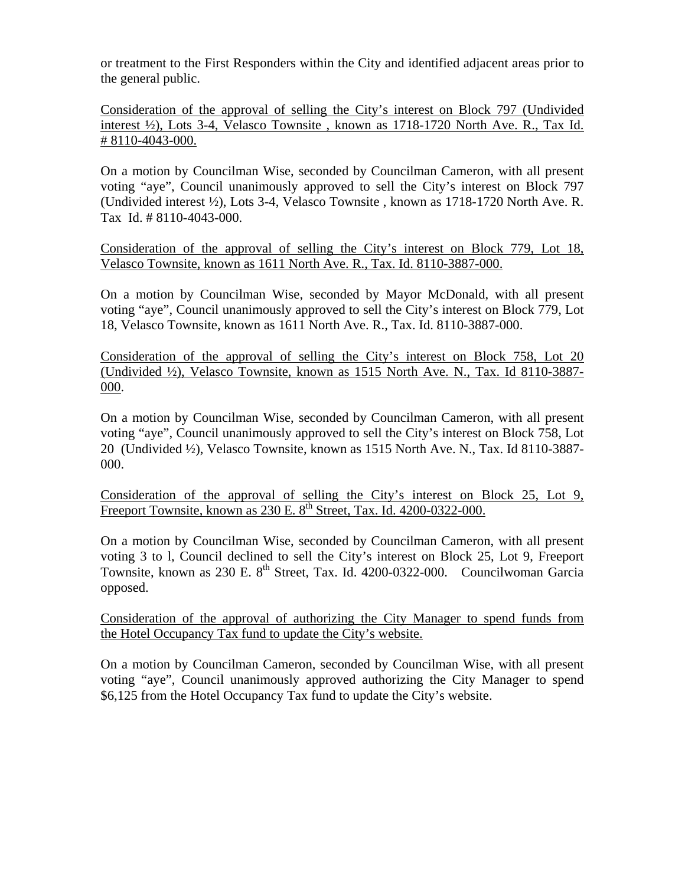or treatment to the First Responders within the City and identified adjacent areas prior to the general public.

<u>Consideration of the approval of selling the City's interest on Block 797 (Undivided interest ½), Lots 3-4, Velasco Townsite , known as 1718-1720 North Ave. R., Tax Id. # 8110-4043-000.</u>

On a motion by Councilman Wise, seconded by Councilman Cameron, with all present voting "aye", Council unanimously approved to sell the City's interest on Block 797 (Undivided interest ½), Lots 3-4, Velasco Townsite , known as 1718-1720 North Ave. R. Tax Id. # 8110-4043-000.

<u>Consideration of the approval of selling the City's interest on Block 779, Lot 18, Velasco Townsite, known as 1611 North Ave. R., Tax. Id. 8110-3887-000.</u>

On a motion by Councilman Wise, seconded by Mayor McDonald, with all present voting "aye", Council unanimously approved to sell the City's interest on Block 779, Lot 18, Velasco Townsite, known as 1611 North Ave. R., Tax. Id. 8110-3887-000.

<u>Consideration of the approval of selling the City's interest on Block 758, Lot 20 (Undivided ½), Velasco Townsite, known as 1515 North Ave. N., Tax. Id 8110-3887-000</u>.

On a motion by Councilman Wise, seconded by Councilman Cameron, with all present voting "aye", Council unanimously approved to sell the City's interest on Block 758, Lot 20 (Undivided ½), Velasco Townsite, known as 1515 North Ave. N., Tax. Id 8110-3887-000.

<u>Consideration of the approval of selling the City's interest on Block 25, Lot 9, Freeport Townsite, known as 230 E. 8th Street, Tax. Id. 4200-0322-000.</u>

On a motion by Councilman Wise, seconded by Councilman Cameron, with all present voting 3 to l, Council declined to sell the City's interest on Block 25, Lot 9, Freeport Townsite, known as 230 E. 8th Street, Tax. Id. 4200-0322-000. Councilwoman Garcia opposed.

<u>Consideration of the approval of authorizing the City Manager to spend funds from the Hotel Occupancy Tax fund to update the City's website.</u>

On a motion by Councilman Cameron, seconded by Councilman Wise, with all present voting "aye", Council unanimously approved authorizing the City Manager to spend $6,125 from the Hotel Occupancy Tax fund to update the City's website.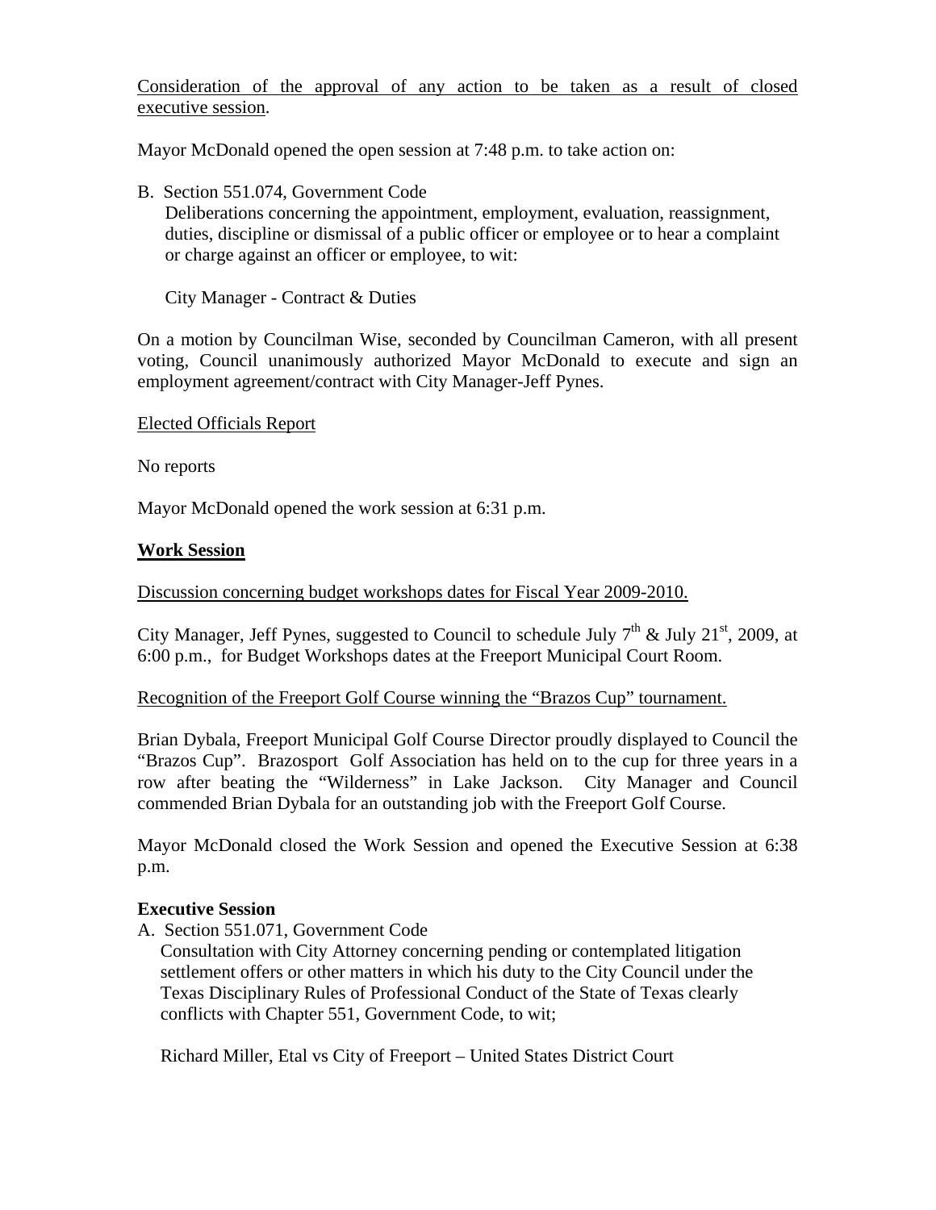Consideration of the approval of any action to be taken as a result of closed executive session.

Mayor McDonald opened the open session at 7:48 p.m. to take action on:

B. Section 551.074, Government Code
   Deliberations concerning the appointment, employment, evaluation, reassignment, duties, discipline or dismissal of a public officer or employee or to hear a complaint or charge against an officer or employee, to wit:

   City Manager - Contract & Duties

On a motion by Councilman Wise, seconded by Councilman Cameron, with all present voting, Council unanimously authorized Mayor McDonald to execute and sign an employment agreement/contract with City Manager-Jeff Pynes.

Elected Officials Report

No reports

Mayor McDonald opened the work session at 6:31 p.m.

**Work Session**

Discussion concerning budget workshops dates for Fiscal Year 2009-2010.

City Manager, Jeff Pynes, suggested to Council to schedule July 7th & July 21st, 2009, at 6:00 p.m., for Budget Workshops dates at the Freeport Municipal Court Room.

Recognition of the Freeport Golf Course winning the "Brazos Cup" tournament.

Brian Dybala, Freeport Municipal Golf Course Director proudly displayed to Council the "Brazos Cup". Brazosport Golf Association has held on to the cup for three years in a row after beating the "Wilderness" in Lake Jackson. City Manager and Council commended Brian Dybala for an outstanding job with the Freeport Golf Course.

Mayor McDonald closed the Work Session and opened the Executive Session at 6:38 p.m.

**Executive Session**

A. Section 551.071, Government Code
   Consultation with City Attorney concerning pending or contemplated litigation settlement offers or other matters in which his duty to the City Council under the Texas Disciplinary Rules of Professional Conduct of the State of Texas clearly conflicts with Chapter 551, Government Code, to wit;

   Richard Miller, Etal vs City of Freeport – United States District Court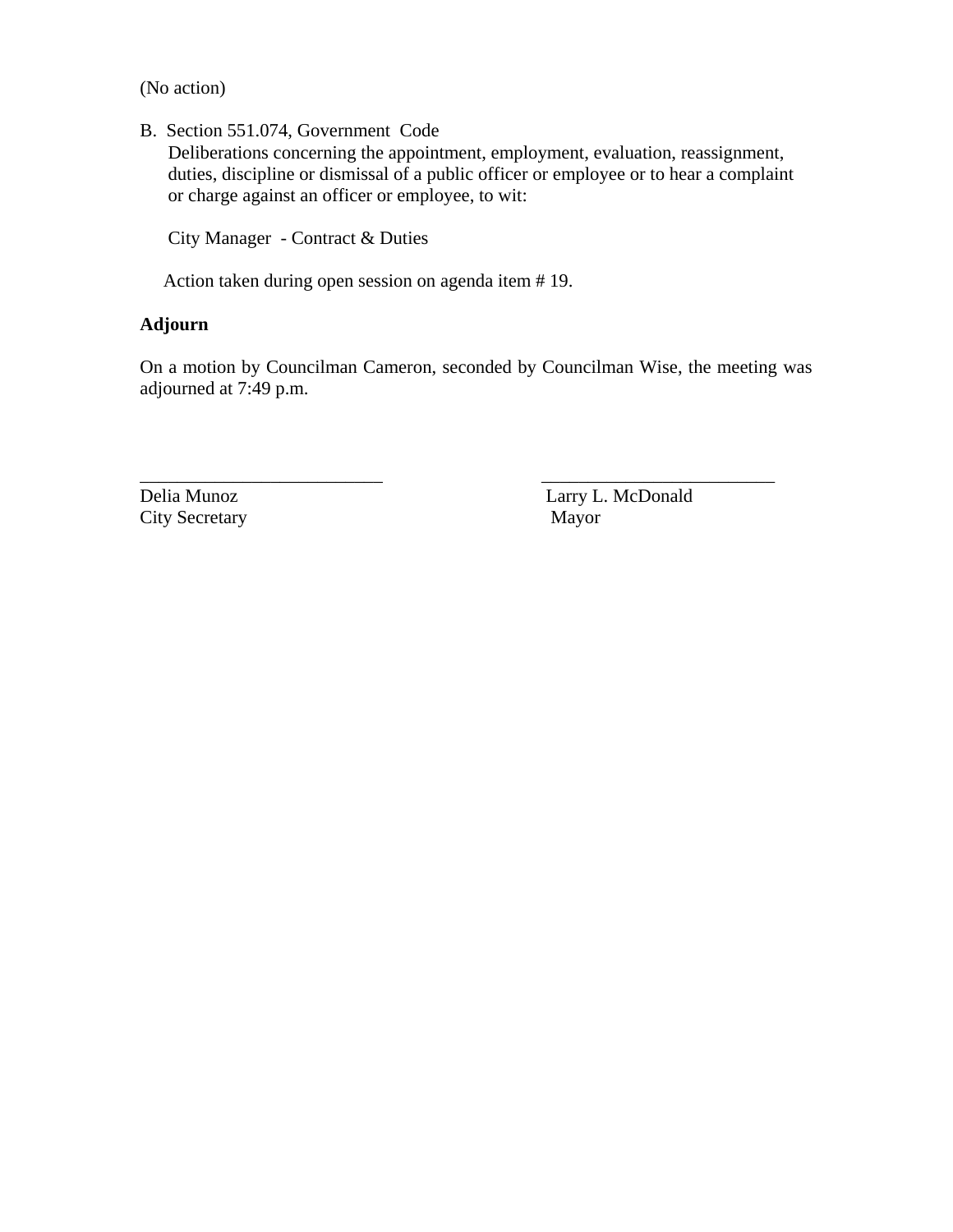(No action)

B. Section 551.074, Government Code
Deliberations concerning the appointment, employment, evaluation, reassignment, duties, discipline or dismissal of a public officer or employee or to hear a complaint or charge against an officer or employee, to wit:

City Manager - Contract & Duties

Action taken during open session on agenda item # 19.

**Adjourn**

On a motion by Councilman Cameron, seconded by Councilman Wise, the meeting was adjourned at 7:49 p.m.

| | |
|---|---|
| ___________________________ | ___________________________ |
| Delia Munoz | Larry L. McDonald |
| City Secretary | Mayor |